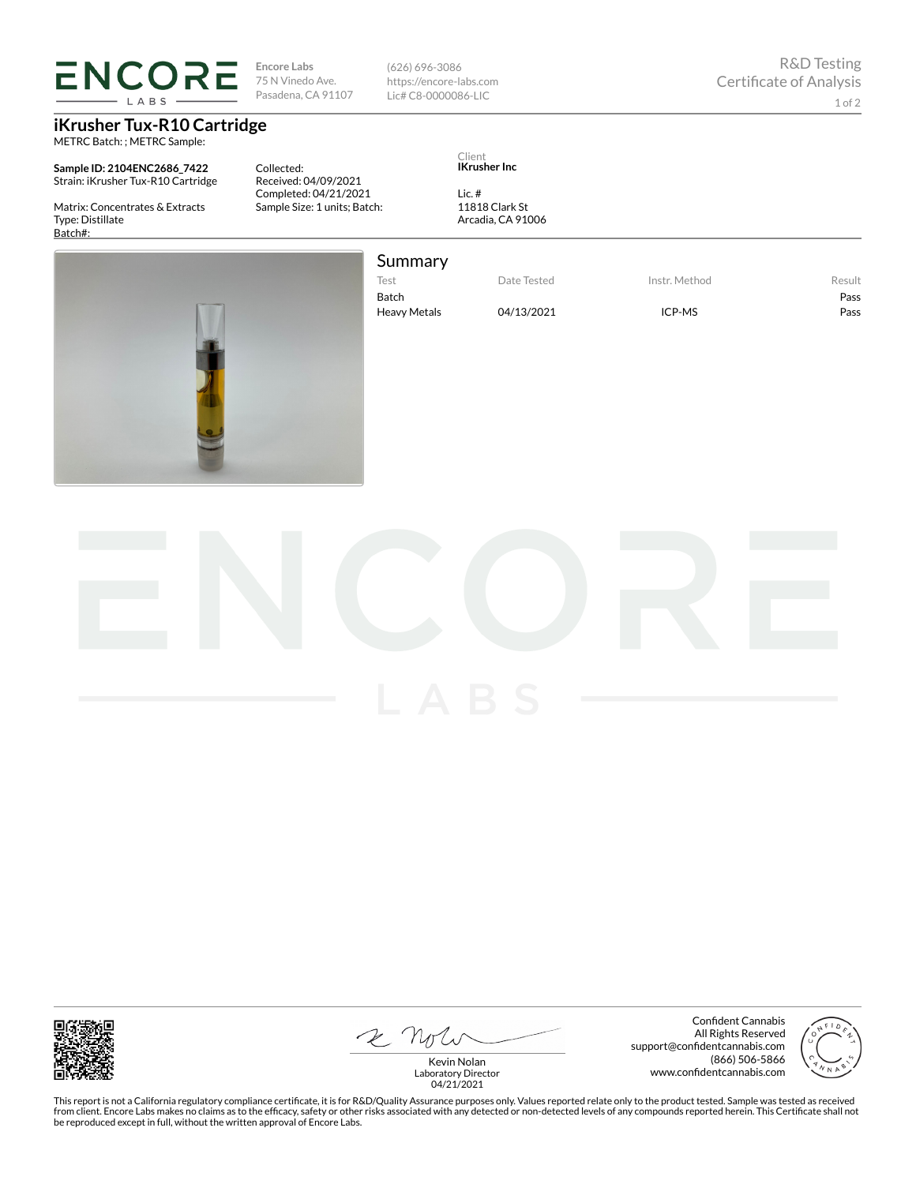Encore Labs
75 N Vinedo Ave.
Pasadena, CA 91107

(626) 696-3086
https://encore-labs.com
Lic# C8-0000086-LIC

R&D Testing
Certificate of Analysis

# iKrusher Tux-R10 Cartridge

METRC Batch: ; METRC Sample:

**Sample ID: 2104ENC2686_7422**
Strain: iKrusher Tux-R10 Cartridge

Matrix: Concentrates & Extracts
Type: Distillate
Batch#:

Collected:
Received: 04/09/2021
Completed: 04/21/2021
Sample Size: 1 units; Batch:

Client
**IKrusher Inc**

Lic. #
11818 Clark St
Arcadia, CA 91006

## Summary

| Test | Date Tested | Instr. Method | Result |
|---|---|---|---|
| Batch | | | Pass |
| Heavy Metals | 04/13/2021 | ICP-MS | Pass |

Kevin Nolan
Laboratory Director
04/21/2021

Confident Cannabis
All Rights Reserved
support@confidentcannabis.com
(866) 506-5866
www.confidentcannabis.com

This report is not a California regulatory compliance certificate, it is for R&D/Quality Assurance purposes only. Values reported relate only to the product tested. Sample was tested as received from client. Encore Labs makes no claims as to the efficacy, safety or other risks associated with any detected or non-detected levels of any compounds reported herein. This Certificate shall not be reproduced except in full, without the written approval of Encore Labs.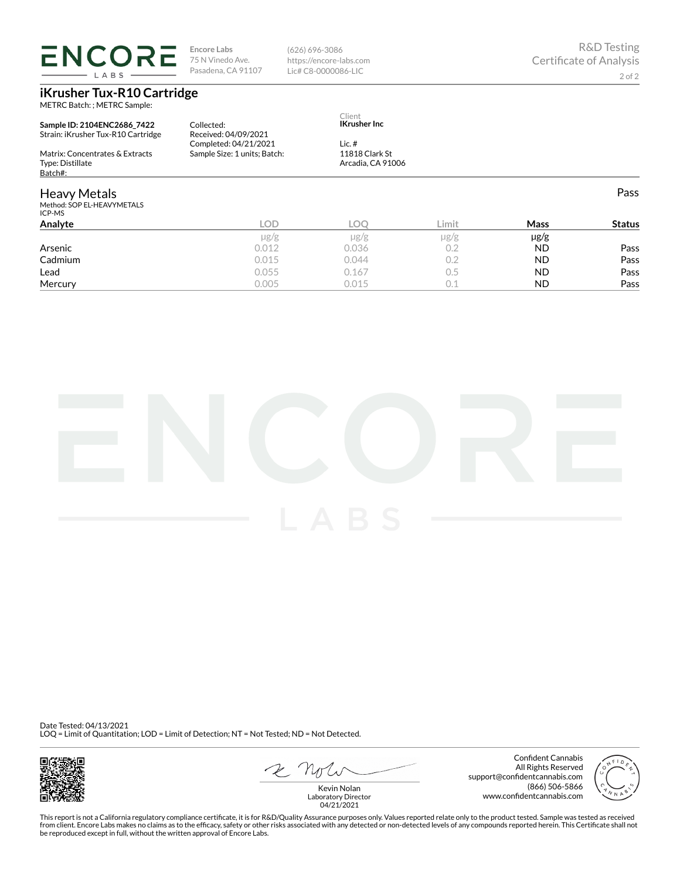**Encore Labs**
75 N Vinedo Ave.
Pasadena, CA 91107

(626) 696-3086
https://encore-labs.com
Lic# C8-0000086-LIC

R&D Testing
Certificate of Analysis

## iKrusher Tux-R10 Cartridge

METRC Batch: ; METRC Sample:

**Sample ID: 2104ENC2686_7422**
Strain: iKrusher Tux-R10 Cartridge

Matrix: Concentrates & Extracts
Type: Distillate
Batch#:

Collected:
Received: 04/09/2021
Completed: 04/21/2021
Sample Size: 1 units; Batch:

Client
**IKrusher Inc**

Lic. #
11818 Clark St
Arcadia, CA 91006

### Heavy Metals

Pass

Method: SOP EL-HEAVYMETALS
ICP-MS

| Analyte | LOD | LOQ | Limit | Mass | Status |
|---|---|---|---|---|---|
| | μg/g | μg/g | μg/g | μg/g | |
| Arsenic | 0.012 | 0.036 | 0.2 | ND | Pass |
| Cadmium | 0.015 | 0.044 | 0.2 | ND | Pass |
| Lead | 0.055 | 0.167 | 0.5 | ND | Pass |
| Mercury | 0.005 | 0.015 | 0.1 | ND | Pass |

Date Tested: 04/13/2021
LOQ = Limit of Quantitation; LOD = Limit of Detection; NT = Not Tested; ND = Not Detected.

Kevin Nolan
Laboratory Director
04/21/2021

Confident Cannabis
All Rights Reserved
support@confidentcannabis.com
(866) 506-5866
www.confidentcannabis.com

This report is not a California regulatory compliance certificate, it is for R&D/Quality Assurance purposes only. Values reported relate only to the product tested. Sample was tested as received from client. Encore Labs makes no claims as to the efficacy, safety or other risks associated with any detected or non-detected levels of any compounds reported herein. This Certificate shall not be reproduced except in full, without the written approval of Encore Labs.